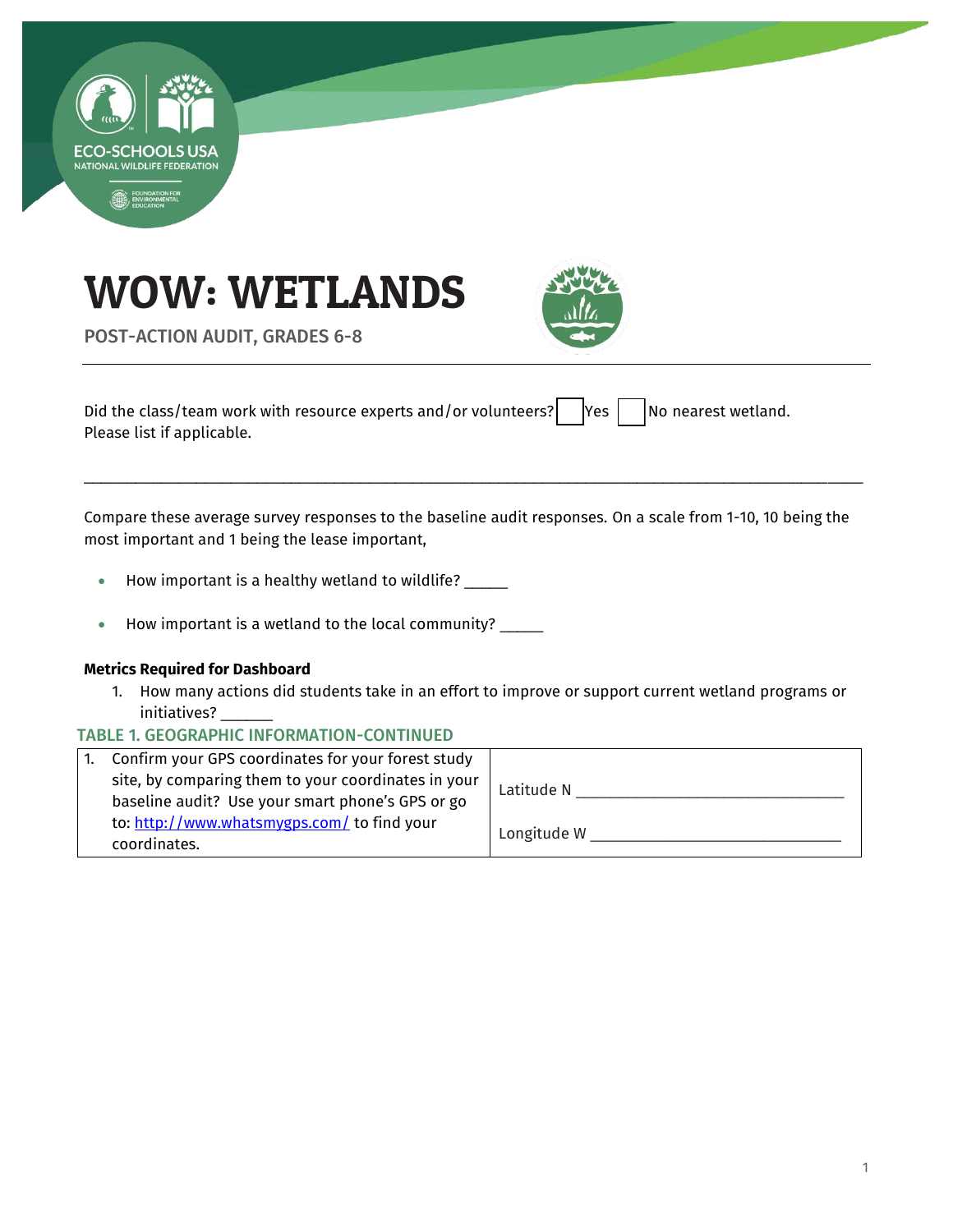# WOW: WETLANDS

POST-ACTION AUDIT, GRADES 6-8

Did the class/team work with resource experts and/or volunteers? ☐ Yes ☐ No nearest wetland.
Please list if applicable.

_______________________________________________________________________________________

Compare these average survey responses to the baseline audit responses. On a scale from 1-10, 10 being the most important and 1 being the lease important,

- How important is a healthy wetland to wildlife? _____
- How important is a wetland to the local community? _____

**Metrics Required for Dashboard**

1. How many actions did students take in an effort to improve or support current wetland programs or initiatives? ______

### TABLE 1. GEOGRAPHIC INFORMATION-CONTINUED

| | |
|---|---|
| 1. Confirm your GPS coordinates for your forest study site, by comparing them to your coordinates in your baseline audit? Use your smart phone's GPS or go to: http://www.whatsmygps.com/ to find your coordinates. | Latitude N ________________________________<br><br>Longitude W ______________________________ |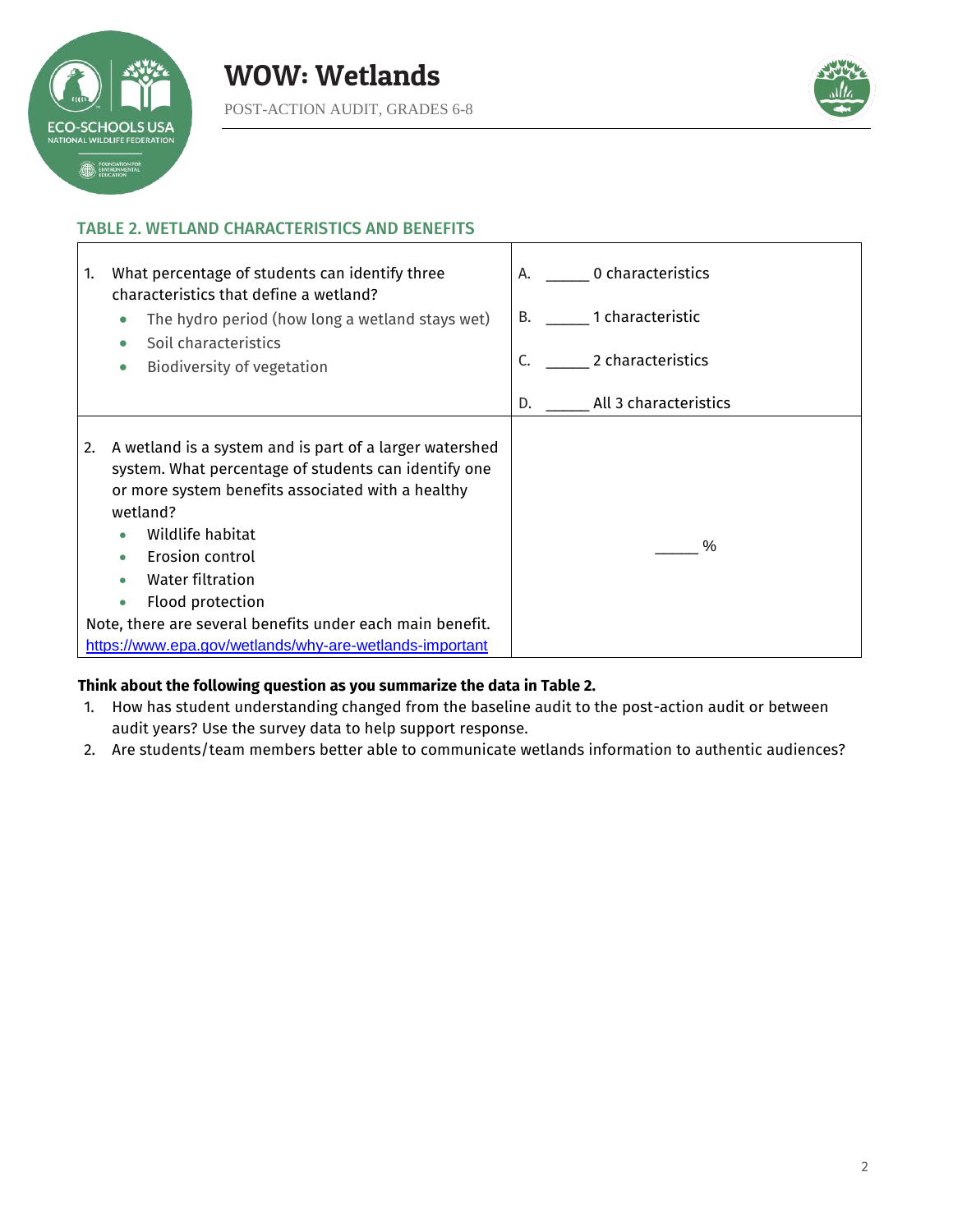### TABLE 2. WETLAND CHARACTERISTICS AND BENEFITS

| | |
|---|---|
| 1. What percentage of students can identify three characteristics that define a wetland?<br>• The hydro period (how long a wetland stays wet)<br>• Soil characteristics<br>• Biodiversity of vegetation | A. _____ 0 characteristics<br>B. _____ 1 characteristic<br>C. _____ 2 characteristics<br>D. _____ All 3 characteristics |
| 2. A wetland is a system and is part of a larger watershed system. What percentage of students can identify one or more system benefits associated with a healthy wetland?<br>• Wildlife habitat<br>• Erosion control<br>• Water filtration<br>• Flood protection<br>Note, there are several benefits under each main benefit. https://www.epa.gov/wetlands/why-are-wetlands-important | _____ % |

**Think about the following question as you summarize the data in Table 2.**

1. How has student understanding changed from the baseline audit to the post-action audit or between audit years? Use the survey data to help support response.
2. Are students/team members better able to communicate wetlands information to authentic audiences?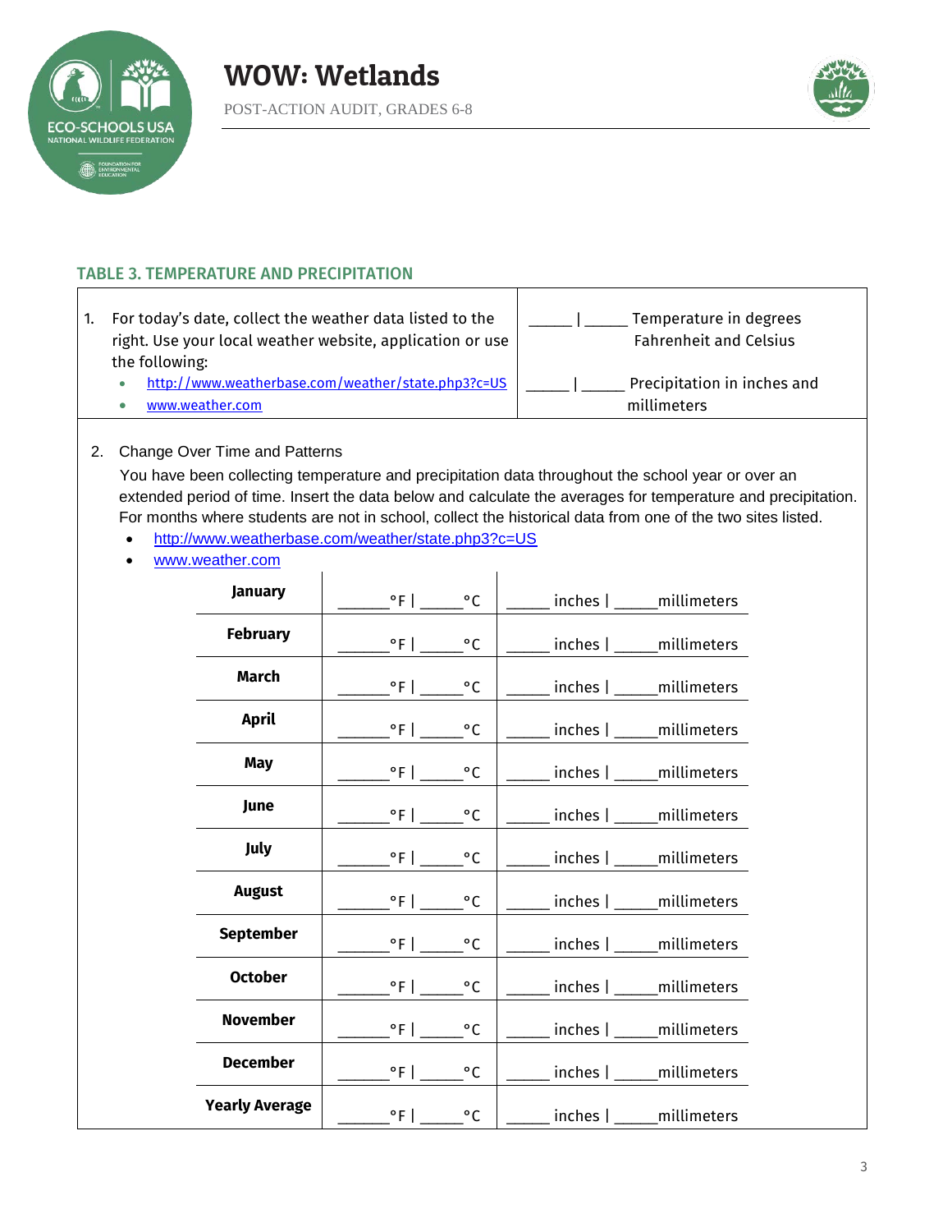## TABLE 3. TEMPERATURE AND PRECIPITATION

| | |
|---|---|
| 1. For today's date, collect the weather data listed to the right. Use your local weather website, application or use the following:<br>• http://www.weatherbase.com/weather/state.php3?c=US<br>• www.weather.com | _____ \| _____ Temperature in degrees Fahrenheit and Celsius<br><br>_____ \| _____ Precipitation in inches and millimeters |

2. Change Over Time and Patterns

You have been collecting temperature and precipitation data throughout the school year or over an extended period of time. Insert the data below and calculate the averages for temperature and precipitation. For months where students are not in school, collect the historical data from one of the two sites listed.

- http://www.weatherbase.com/weather/state.php3?c=US
- www.weather.com

| Month | Temperature | Precipitation |
|---|---|---|
| **January** | ______°F \| _____°C | _____ inches \| _____millimeters |
| **February** | ______°F \| _____°C | _____ inches \| _____millimeters |
| **March** | ______°F \| _____°C | _____ inches \| _____millimeters |
| **April** | ______°F \| _____°C | _____ inches \| _____millimeters |
| **May** | ______°F \| _____°C | _____ inches \| _____millimeters |
| **June** | ______°F \| _____°C | _____ inches \| _____millimeters |
| **July** | ______°F \| _____°C | _____ inches \| _____millimeters |
| **August** | ______°F \| _____°C | _____ inches \| _____millimeters |
| **September** | ______°F \| _____°C | _____ inches \| _____millimeters |
| **October** | ______°F \| _____°C | _____ inches \| _____millimeters |
| **November** | ______°F \| _____°C | _____ inches \| _____millimeters |
| **December** | ______°F \| _____°C | _____ inches \| _____millimeters |
| **Yearly Average** | ______°F \| _____°C | _____ inches \| _____millimeters |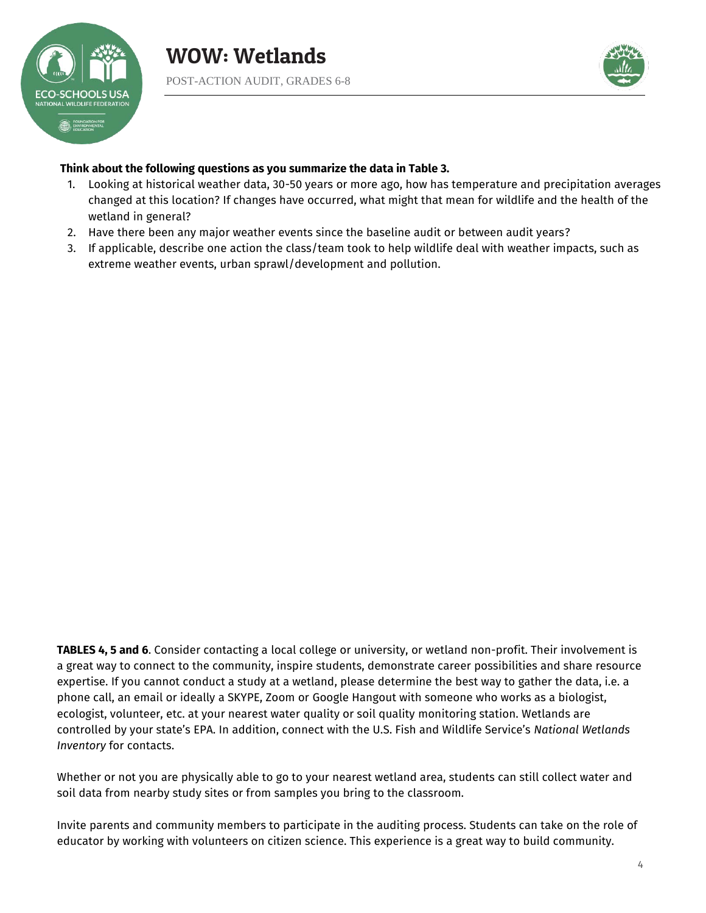**Think about the following questions as you summarize the data in Table 3.**

1. Looking at historical weather data, 30-50 years or more ago, how has temperature and precipitation averages changed at this location? If changes have occurred, what might that mean for wildlife and the health of the wetland in general?
2. Have there been any major weather events since the baseline audit or between audit years?
3. If applicable, describe one action the class/team took to help wildlife deal with weather impacts, such as extreme weather events, urban sprawl/development and pollution.

**TABLES 4, 5 and 6**. Consider contacting a local college or university, or wetland non-profit. Their involvement is a great way to connect to the community, inspire students, demonstrate career possibilities and share resource expertise. If you cannot conduct a study at a wetland, please determine the best way to gather the data, i.e. a phone call, an email or ideally a SKYPE, Zoom or Google Hangout with someone who works as a biologist, ecologist, volunteer, etc. at your nearest water quality or soil quality monitoring station. Wetlands are controlled by your state's EPA. In addition, connect with the U.S. Fish and Wildlife Service's *National Wetlands Inventory* for contacts.

Whether or not you are physically able to go to your nearest wetland area, students can still collect water and soil data from nearby study sites or from samples you bring to the classroom.

Invite parents and community members to participate in the auditing process. Students can take on the role of educator by working with volunteers on citizen science. This experience is a great way to build community.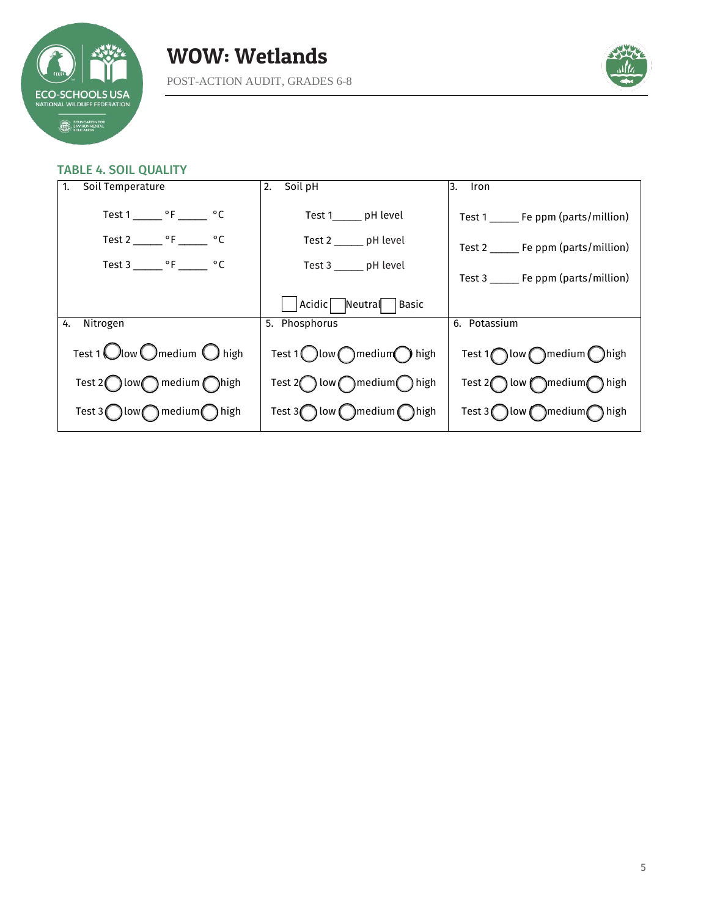## TABLE 4. SOIL QUALITY

| 1. Soil Temperature | 2. Soil pH | 3. Iron |
|---|---|---|
| Test 1 _____ °F _____ °C<br>Test 2 _____ °F _____ °C<br>Test 3 _____ °F _____ °C | Test 1_____ pH level<br>Test 2 _____ pH level<br>Test 3 _____ pH level<br>☐ Acidic ☐ Neutral ☐ Basic | Test 1 _____ Fe ppm (parts/million)<br>Test 2 _____ Fe ppm (parts/million)<br>Test 3 _____ Fe ppm (parts/million) |
| **4. Nitrogen** | **5. Phosphorus** | **6. Potassium** |
| Test 1 ◯ low ◯ medium ◯ high<br>Test 2 ◯ low ◯ medium ◯ high<br>Test 3 ◯ low ◯ medium ◯ high | Test 1 ◯ low ◯ medium ◯ high<br>Test 2 ◯ low ◯ medium ◯ high<br>Test 3 ◯ low ◯ medium ◯ high | Test 1 ◯ low ◯ medium ◯ high<br>Test 2 ◯ low ◯ medium ◯ high<br>Test 3 ◯ low ◯ medium ◯ high |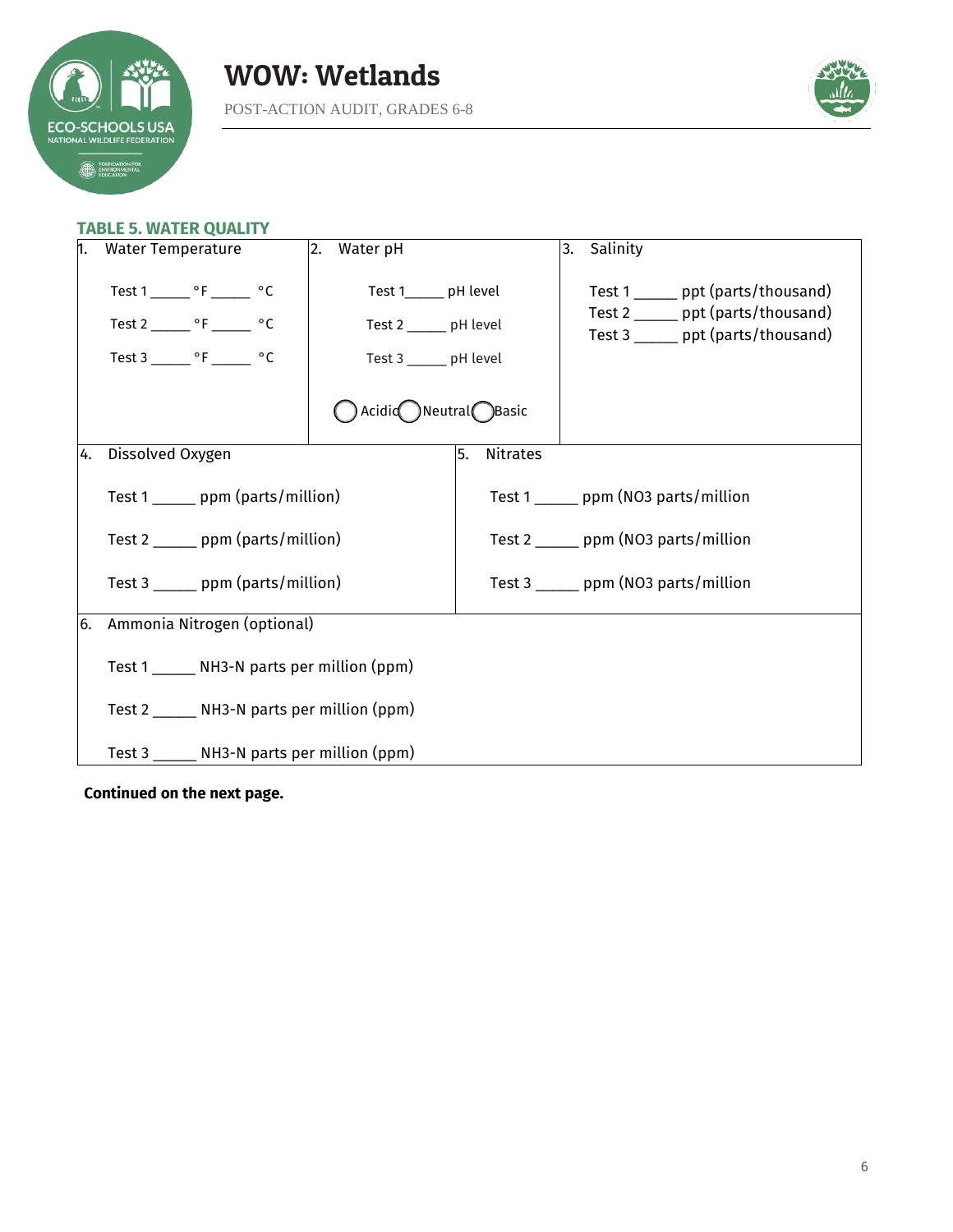## TABLE 5. WATER QUALITY

| 1. Water Temperature | 2. Water pH | 3. Salinity |
|---|---|---|
| Test 1 _____ °F _____ °C<br>Test 2 _____ °F _____ °C<br>Test 3 _____ °F _____ °C | Test 1_____ pH level<br>Test 2 _____ pH level<br>Test 3 _____ pH level<br>◯ Acidic ◯ Neutral ◯ Basic | Test 1 _____ ppt (parts/thousand)<br>Test 2 _____ ppt (parts/thousand)<br>Test 3 _____ ppt (parts/thousand) |

| 4. Dissolved Oxygen | 5. Nitrates |
|---|---|
| Test 1 _____ ppm (parts/million)<br>Test 2 _____ ppm (parts/million)<br>Test 3 _____ ppm (parts/million) | Test 1 _____ ppm (NO3 parts/million<br>Test 2 _____ ppm (NO3 parts/million<br>Test 3 _____ ppm (NO3 parts/million |

| 6. Ammonia Nitrogen (optional) |
|---|
| Test 1 _____ NH3-N parts per million (ppm)<br>Test 2 _____ NH3-N parts per million (ppm)<br>Test 3 _____ NH3-N parts per million (ppm) |

**Continued on the next page.**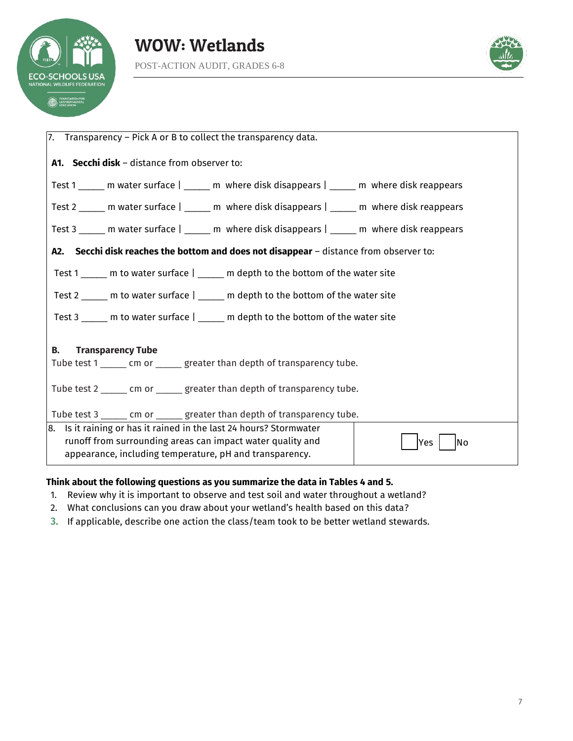7. Transparency – Pick A or B to collect the transparency data.

**A1. Secchi disk** – distance from observer to:

Test 1 _____ m water surface | _____ m where disk disappears | _____ m where disk reappears

Test 2 _____ m water surface | _____ m where disk disappears | _____ m where disk reappears

Test 3 _____ m water surface | _____ m where disk disappears | _____ m where disk reappears

**A2. Secchi disk reaches the bottom and does not disappear** – distance from observer to:

Test 1 _____ m to water surface | _____ m depth to the bottom of the water site

Test 2 _____ m to water surface | _____ m depth to the bottom of the water site

Test 3 _____ m to water surface | _____ m depth to the bottom of the water site

**B. Transparency Tube**

Tube test 1 _____ cm or _____ greater than depth of transparency tube.

Tube test 2 _____ cm or _____ greater than depth of transparency tube.

Tube test 3 _____ cm or _____ greater than depth of transparency tube.

| 8. Is it raining or has it rained in the last 24 hours? Stormwater runoff from surrounding areas can impact water quality and appearance, including temperature, pH and transparency. | ☐ Yes ☐ No |
|---|---|

**Think about the following questions as you summarize the data in Tables 4 and 5.**

1. Review why it is important to observe and test soil and water throughout a wetland?
2. What conclusions can you draw about your wetland's health based on this data?
3. If applicable, describe one action the class/team took to be better wetland stewards.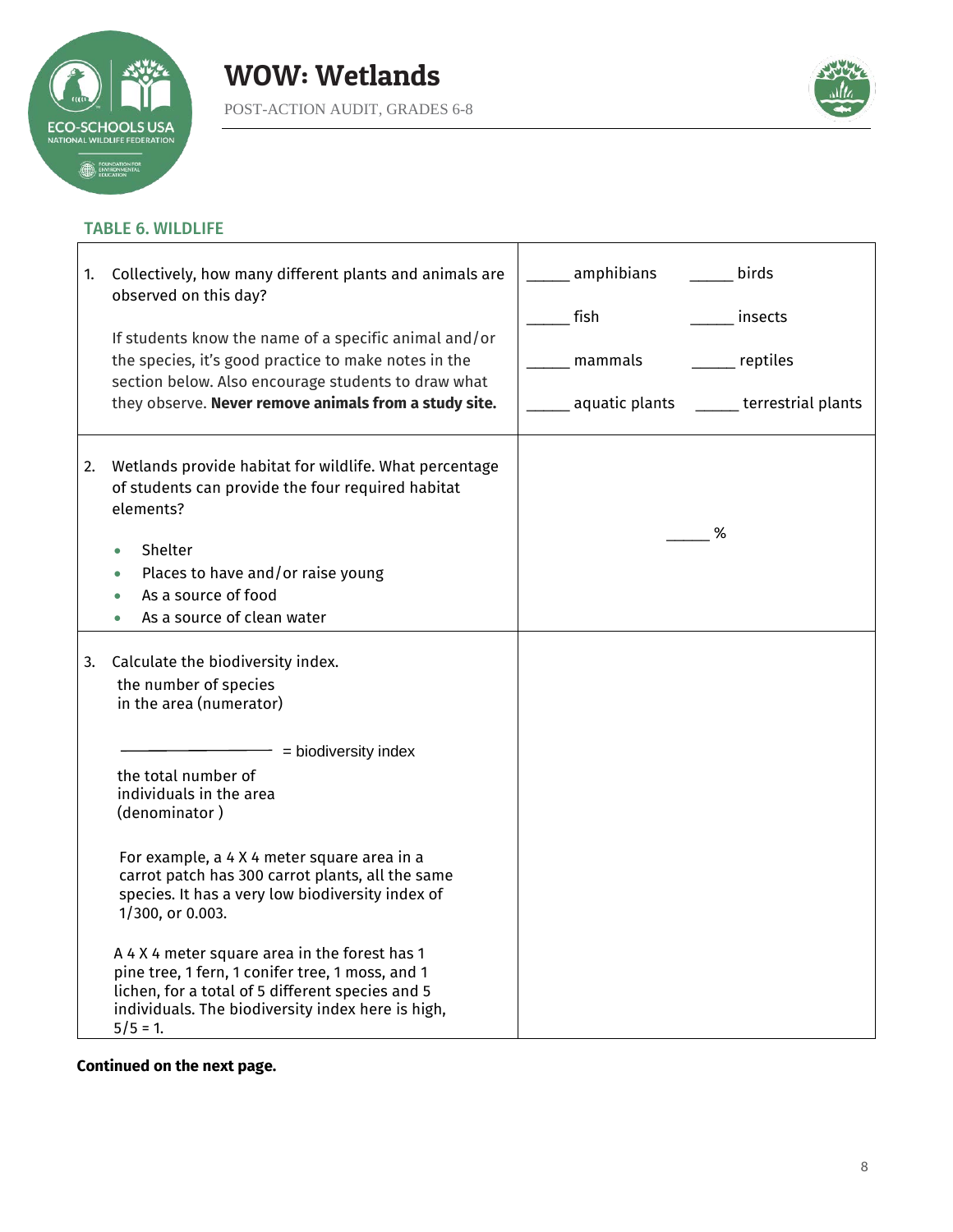## TABLE 6. WILDLIFE

| | |
|---|---|
| 1. Collectively, how many different plants and animals are observed on this day?<br><br>If students know the name of a specific animal and/or the species, it's good practice to make notes in the section below. Also encourage students to draw what they observe. **Never remove animals from a study site.** | _____ amphibians _____ birds<br><br>_____ fish _____ insects<br><br>_____ mammals _____ reptiles<br><br>_____ aquatic plants _____ terrestrial plants |
| 2. Wetlands provide habitat for wildlife. What percentage of students can provide the four required habitat elements?<br><br>• Shelter<br>• Places to have and/or raise young<br>• As a source of food<br>• As a source of clean water | _____ % |
| 3. Calculate the biodiversity index.<br><br>$$\frac{\text{the number of species in the area (numerator)}}{\text{the total number of individuals in the area (denominator)}} = \text{biodiversity index}$$<br><br>For example, a 4 X 4 meter square area in a carrot patch has 300 carrot plants, all the same species. It has a very low biodiversity index of 1/300, or 0.003.<br><br>A 4 X 4 meter square area in the forest has 1 pine tree, 1 fern, 1 conifer tree, 1 moss, and 1 lichen, for a total of 5 different species and 5 individuals. The biodiversity index here is high, 5/5 = 1. | |

**Continued on the next page.**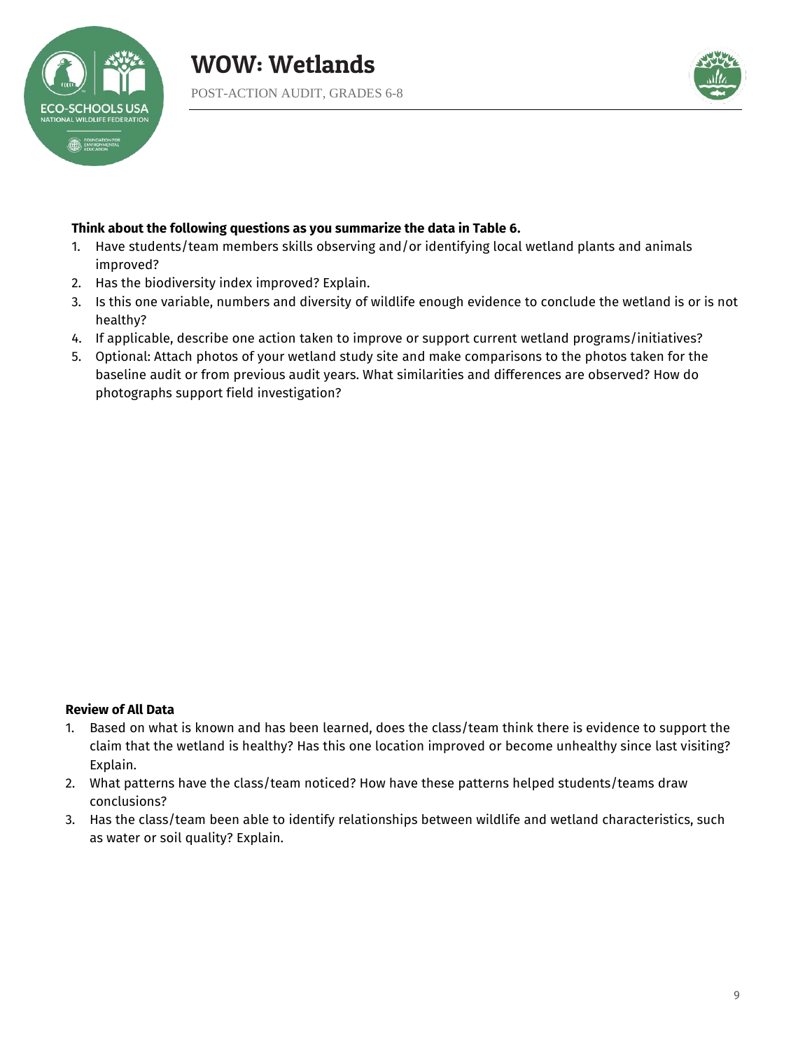**Think about the following questions as you summarize the data in Table 6.**

1. Have students/team members skills observing and/or identifying local wetland plants and animals improved?
2. Has the biodiversity index improved? Explain.
3. Is this one variable, numbers and diversity of wildlife enough evidence to conclude the wetland is or is not healthy?
4. If applicable, describe one action taken to improve or support current wetland programs/initiatives?
5. Optional: Attach photos of your wetland study site and make comparisons to the photos taken for the baseline audit or from previous audit years. What similarities and differences are observed? How do photographs support field investigation?

**Review of All Data**

1. Based on what is known and has been learned, does the class/team think there is evidence to support the claim that the wetland is healthy? Has this one location improved or become unhealthy since last visiting? Explain.
2. What patterns have the class/team noticed? How have these patterns helped students/teams draw conclusions?
3. Has the class/team been able to identify relationships between wildlife and wetland characteristics, such as water or soil quality? Explain.